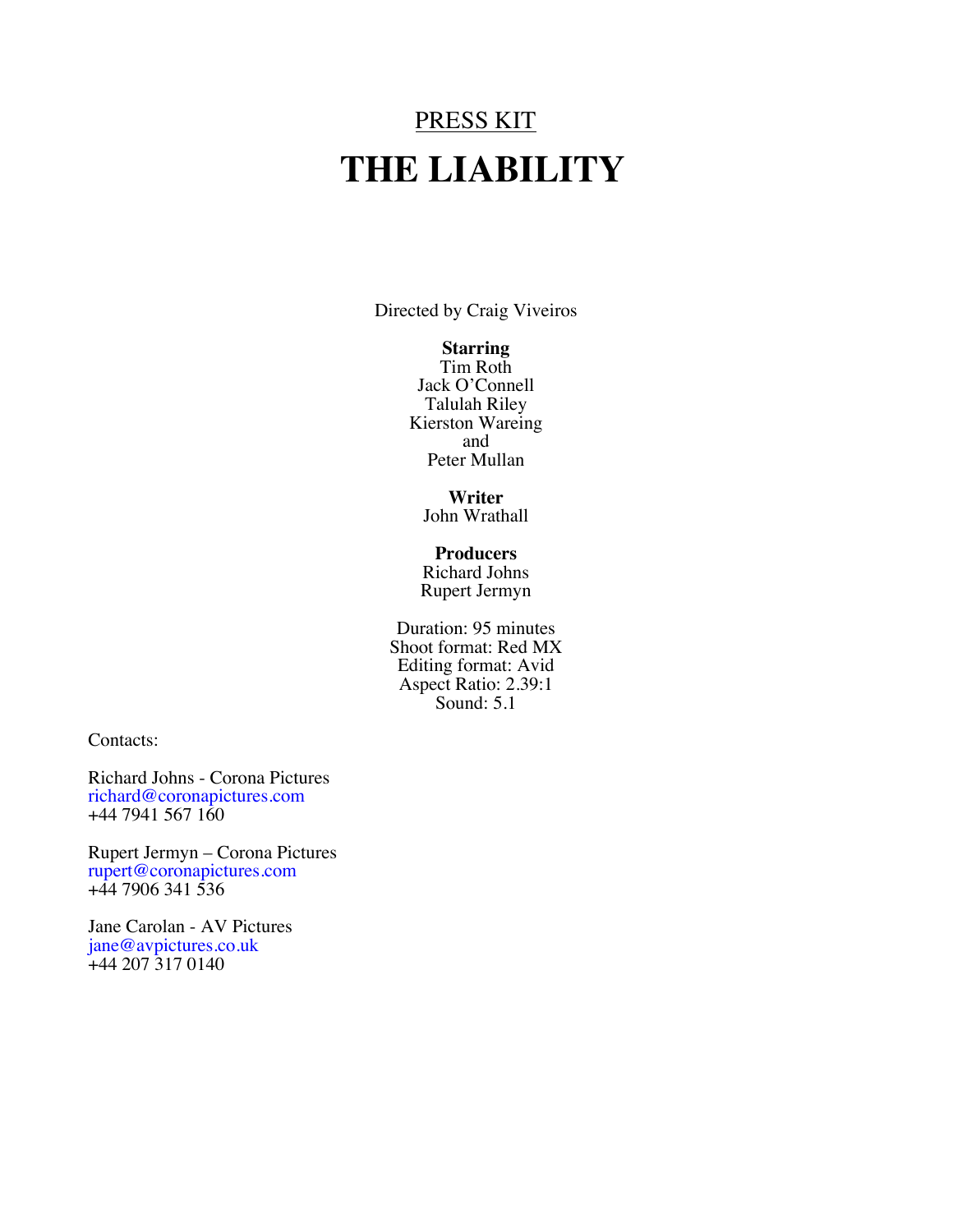<u>PRESS KIT</u>

# THE LIABILITY

Directed by Craig Viveiros

**Starring**
Tim Roth
Jack O'Connell
Talulah Riley
Kierston Wareing
and
Peter Mullan

**Writer**
John Wrathall

**Producers**
Richard Johns
Rupert Jermyn

Duration: 95 minutes
Shoot format: Red MX
Editing format: Avid
Aspect Ratio: 2.39:1
Sound: 5.1

Contacts:

Richard Johns - Corona Pictures
richard@coronapictures.com
+44 7941 567 160

Rupert Jermyn – Corona Pictures
rupert@coronapictures.com
+44 7906 341 536

Jane Carolan - AV Pictures
jane@avpictures.co.uk
+44 207 317 0140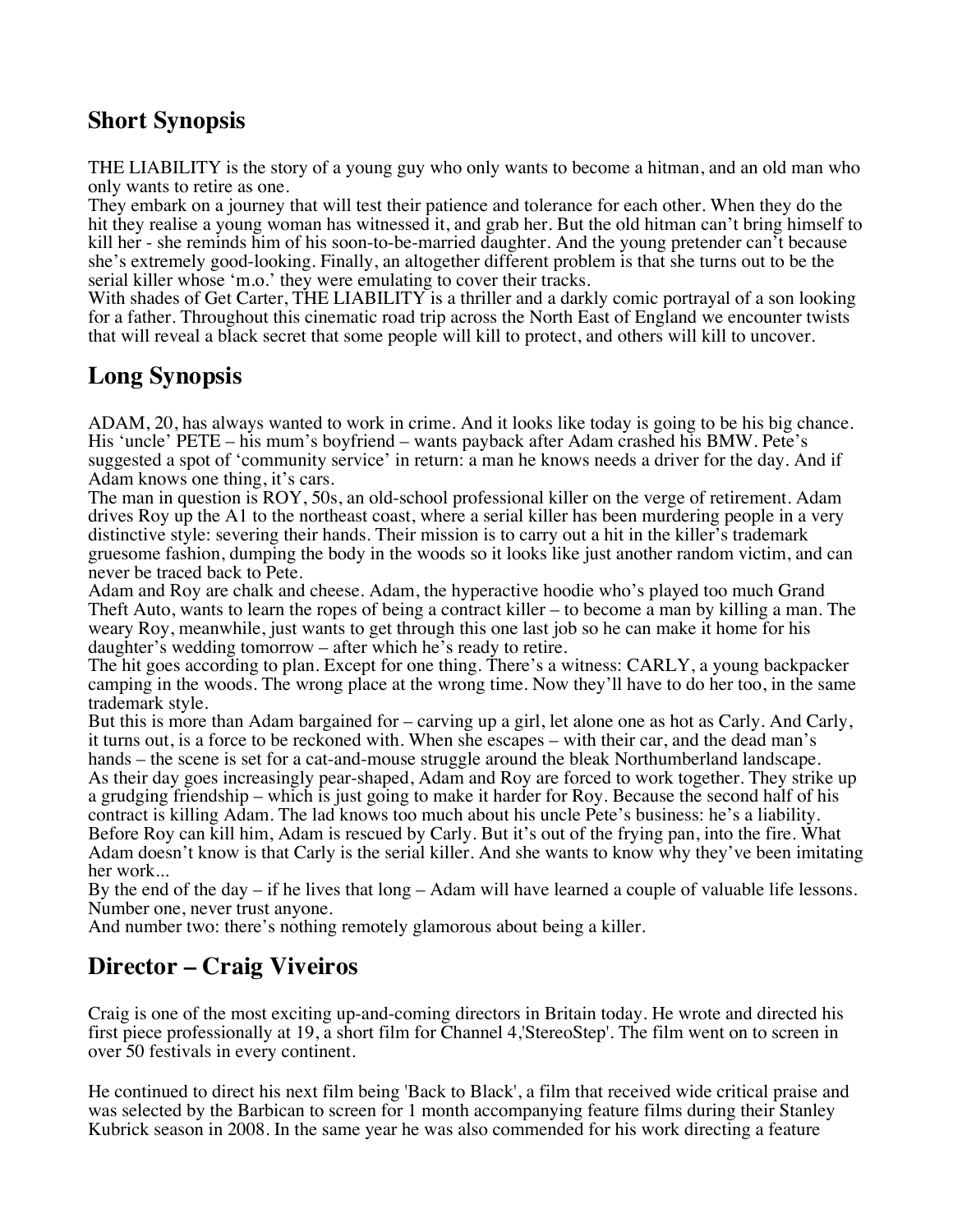## Short Synopsis

THE LIABILITY is the story of a young guy who only wants to become a hitman, and an old man who only wants to retire as one.
They embark on a journey that will test their patience and tolerance for each other. When they do the hit they realise a young woman has witnessed it, and grab her. But the old hitman can't bring himself to kill her - she reminds him of his soon-to-be-married daughter. And the young pretender can't because she's extremely good-looking. Finally, an altogether different problem is that she turns out to be the serial killer whose 'm.o.' they were emulating to cover their tracks.
With shades of Get Carter, THE LIABILITY is a thriller and a darkly comic portrayal of a son looking for a father. Throughout this cinematic road trip across the North East of England we encounter twists that will reveal a black secret that some people will kill to protect, and others will kill to uncover.

## Long Synopsis

ADAM, 20, has always wanted to work in crime. And it looks like today is going to be his big chance. His 'uncle' PETE – his mum's boyfriend – wants payback after Adam crashed his BMW. Pete's suggested a spot of 'community service' in return: a man he knows needs a driver for the day. And if Adam knows one thing, it's cars.
The man in question is ROY, 50s, an old-school professional killer on the verge of retirement. Adam drives Roy up the A1 to the northeast coast, where a serial killer has been murdering people in a very distinctive style: severing their hands. Their mission is to carry out a hit in the killer's trademark gruesome fashion, dumping the body in the woods so it looks like just another random victim, and can never be traced back to Pete.
Adam and Roy are chalk and cheese. Adam, the hyperactive hoodie who's played too much Grand Theft Auto, wants to learn the ropes of being a contract killer – to become a man by killing a man. The weary Roy, meanwhile, just wants to get through this one last job so he can make it home for his daughter's wedding tomorrow – after which he's ready to retire.
The hit goes according to plan. Except for one thing. There's a witness: CARLY, a young backpacker camping in the woods. The wrong place at the wrong time. Now they'll have to do her too, in the same trademark style.
But this is more than Adam bargained for – carving up a girl, let alone one as hot as Carly. And Carly, it turns out, is a force to be reckoned with. When she escapes – with their car, and the dead man's hands – the scene is set for a cat-and-mouse struggle around the bleak Northumberland landscape.
As their day goes increasingly pear-shaped, Adam and Roy are forced to work together. They strike up a grudging friendship – which is just going to make it harder for Roy. Because the second half of his contract is killing Adam. The lad knows too much about his uncle Pete's business: he's a liability.
Before Roy can kill him, Adam is rescued by Carly. But it's out of the frying pan, into the fire. What Adam doesn't know is that Carly is the serial killer. And she wants to know why they've been imitating her work...
By the end of the day – if he lives that long – Adam will have learned a couple of valuable life lessons. Number one, never trust anyone.
And number two: there's nothing remotely glamorous about being a killer.

## Director – Craig Viveiros

Craig is one of the most exciting up-and-coming directors in Britain today. He wrote and directed his first piece professionally at 19, a short film for Channel 4,'StereoStep'. The film went on to screen in over 50 festivals in every continent.

He continued to direct his next film being 'Back to Black', a film that received wide critical praise and was selected by the Barbican to screen for 1 month accompanying feature films during their Stanley Kubrick season in 2008. In the same year he was also commended for his work directing a feature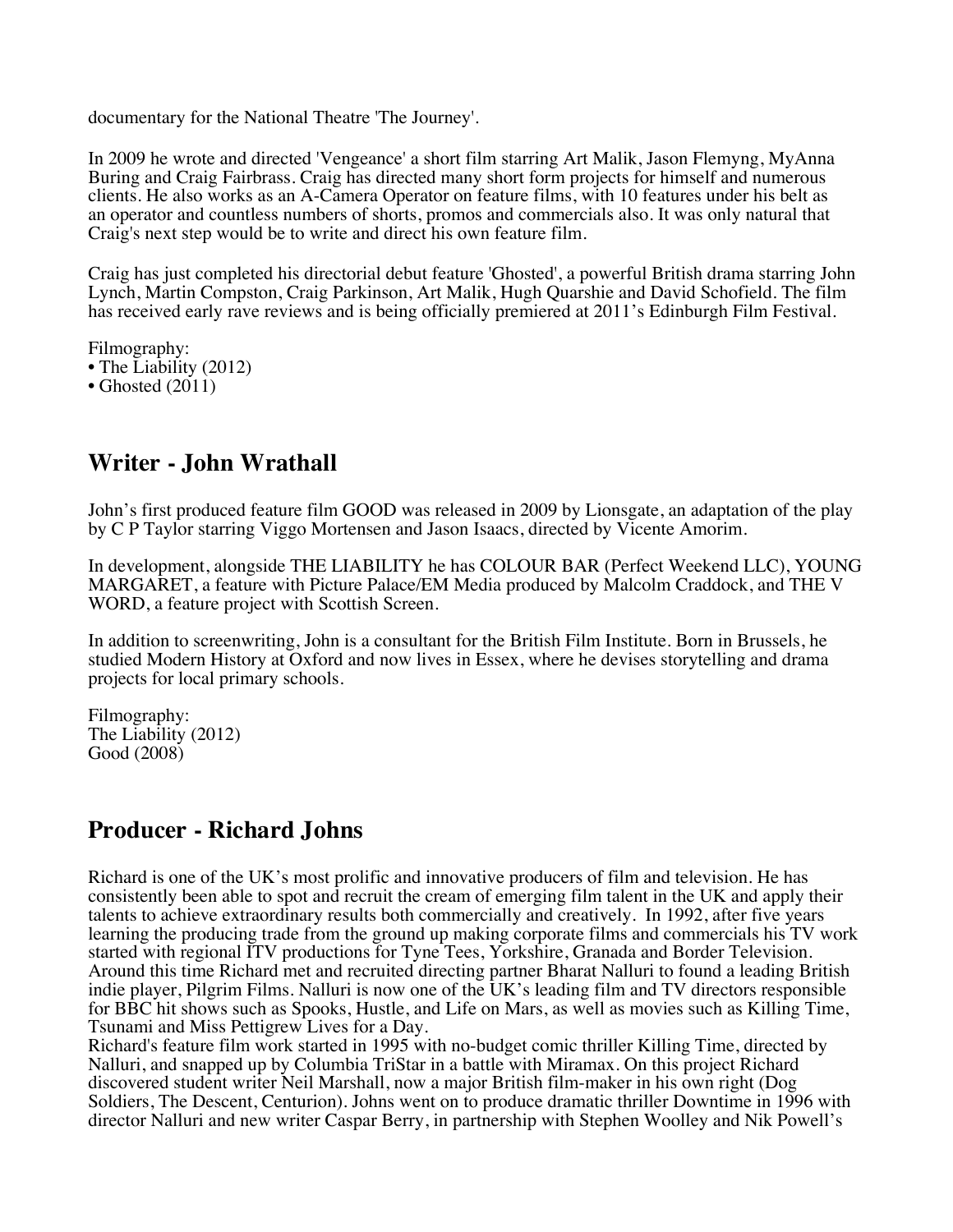documentary for the National Theatre 'The Journey'.

In 2009 he wrote and directed 'Vengeance' a short film starring Art Malik, Jason Flemyng, MyAnna Buring and Craig Fairbrass. Craig has directed many short form projects for himself and numerous clients. He also works as an A-Camera Operator on feature films, with 10 features under his belt as an operator and countless numbers of shorts, promos and commercials also. It was only natural that Craig's next step would be to write and direct his own feature film.

Craig has just completed his directorial debut feature 'Ghosted', a powerful British drama starring John Lynch, Martin Compston, Craig Parkinson, Art Malik, Hugh Quarshie and David Schofield. The film has received early rave reviews and is being officially premiered at 2011's Edinburgh Film Festival.

Filmography:
• The Liability (2012)
• Ghosted (2011)

## Writer - John Wrathall

John's first produced feature film GOOD was released in 2009 by Lionsgate, an adaptation of the play by C P Taylor starring Viggo Mortensen and Jason Isaacs, directed by Vicente Amorim.

In development, alongside THE LIABILITY he has COLOUR BAR (Perfect Weekend LLC), YOUNG MARGARET, a feature with Picture Palace/EM Media produced by Malcolm Craddock, and THE V WORD, a feature project with Scottish Screen.

In addition to screenwriting, John is a consultant for the British Film Institute. Born in Brussels, he studied Modern History at Oxford and now lives in Essex, where he devises storytelling and drama projects for local primary schools.

Filmography:
The Liability (2012)
Good (2008)

## Producer - Richard Johns

Richard is one of the UK's most prolific and innovative producers of film and television. He has consistently been able to spot and recruit the cream of emerging film talent in the UK and apply their talents to achieve extraordinary results both commercially and creatively. In 1992, after five years learning the producing trade from the ground up making corporate films and commercials his TV work started with regional ITV productions for Tyne Tees, Yorkshire, Granada and Border Television. Around this time Richard met and recruited directing partner Bharat Nalluri to found a leading British indie player, Pilgrim Films. Nalluri is now one of the UK's leading film and TV directors responsible for BBC hit shows such as Spooks, Hustle, and Life on Mars, as well as movies such as Killing Time, Tsunami and Miss Pettigrew Lives for a Day.
Richard's feature film work started in 1995 with no-budget comic thriller Killing Time, directed by Nalluri, and snapped up by Columbia TriStar in a battle with Miramax. On this project Richard discovered student writer Neil Marshall, now a major British film-maker in his own right (Dog Soldiers, The Descent, Centurion). Johns went on to produce dramatic thriller Downtime in 1996 with director Nalluri and new writer Caspar Berry, in partnership with Stephen Woolley and Nik Powell's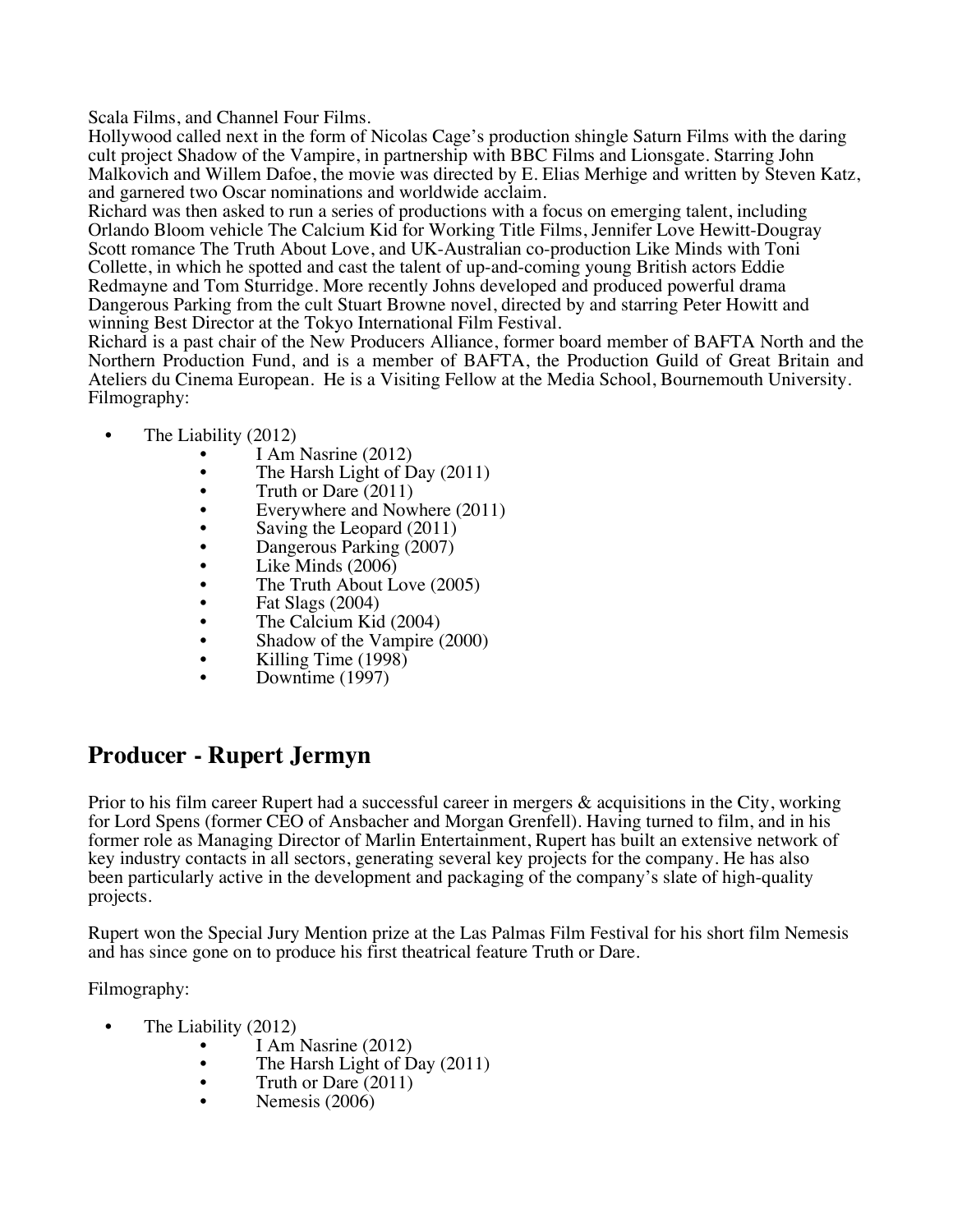Scala Films, and Channel Four Films.
Hollywood called next in the form of Nicolas Cage's production shingle Saturn Films with the daring cult project Shadow of the Vampire, in partnership with BBC Films and Lionsgate. Starring John Malkovich and Willem Dafoe, the movie was directed by E. Elias Merhige and written by Steven Katz, and garnered two Oscar nominations and worldwide acclaim.
Richard was then asked to run a series of productions with a focus on emerging talent, including Orlando Bloom vehicle The Calcium Kid for Working Title Films, Jennifer Love Hewitt-Dougray Scott romance The Truth About Love, and UK-Australian co-production Like Minds with Toni Collette, in which he spotted and cast the talent of up-and-coming young British actors Eddie Redmayne and Tom Sturridge. More recently Johns developed and produced powerful drama Dangerous Parking from the cult Stuart Browne novel, directed by and starring Peter Howitt and winning Best Director at the Tokyo International Film Festival.
Richard is a past chair of the New Producers Alliance, former board member of BAFTA North and the Northern Production Fund, and is a member of BAFTA, the Production Guild of Great Britain and Ateliers du Cinema European. He is a Visiting Fellow at the Media School, Bournemouth University.
Filmography:

- The Liability (2012)
- I Am Nasrine (2012)
- The Harsh Light of Day (2011)
- Truth or Dare (2011)
- Everywhere and Nowhere (2011)
- Saving the Leopard (2011)
- Dangerous Parking (2007)
- Like Minds (2006)
- The Truth About Love (2005)
- Fat Slags (2004)
- The Calcium Kid (2004)
- Shadow of the Vampire (2000)
- Killing Time (1998)
- Downtime (1997)

## Producer - Rupert Jermyn

Prior to his film career Rupert had a successful career in mergers & acquisitions in the City, working for Lord Spens (former CEO of Ansbacher and Morgan Grenfell). Having turned to film, and in his former role as Managing Director of Marlin Entertainment, Rupert has built an extensive network of key industry contacts in all sectors, generating several key projects for the company. He has also been particularly active in the development and packaging of the company's slate of high-quality projects.

Rupert won the Special Jury Mention prize at the Las Palmas Film Festival for his short film Nemesis and has since gone on to produce his first theatrical feature Truth or Dare.

Filmography:

- The Liability (2012)
- I Am Nasrine (2012)
- The Harsh Light of Day (2011)
- Truth or Dare (2011)
- Nemesis (2006)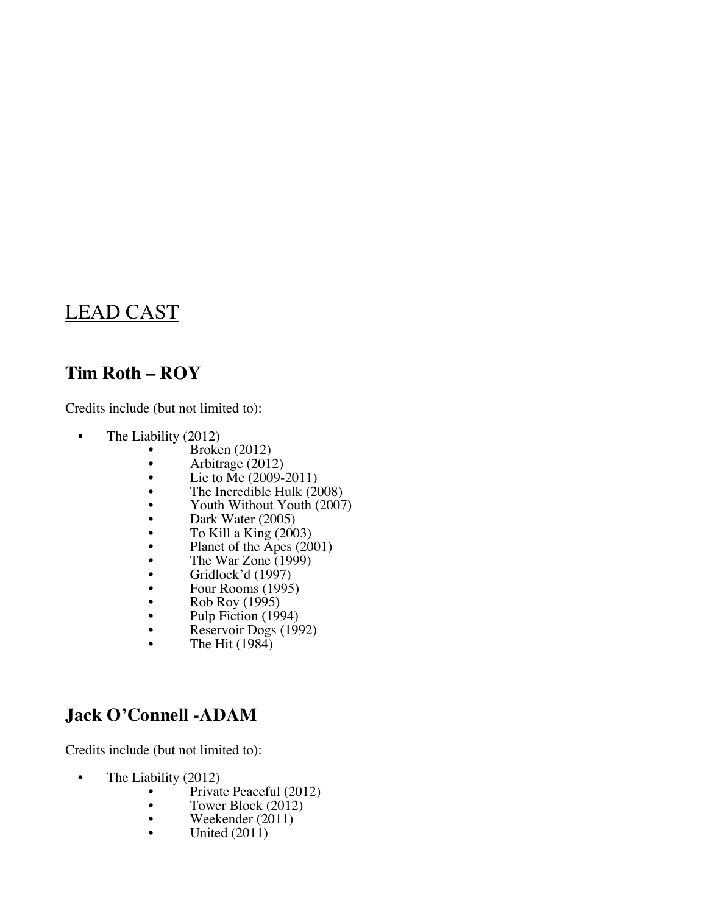# LEAD CAST

## Tim Roth – ROY

Credits include (but not limited to):

- The Liability (2012)
- Broken (2012)
- Arbitrage (2012)
- Lie to Me (2009-2011)
- The Incredible Hulk (2008)
- Youth Without Youth (2007)
- Dark Water (2005)
- To Kill a King (2003)
- Planet of the Apes (2001)
- The War Zone (1999)
- Gridlock'd (1997)
- Four Rooms (1995)
- Rob Roy (1995)
- Pulp Fiction (1994)
- Reservoir Dogs (1992)
- The Hit (1984)

## Jack O'Connell -ADAM

Credits include (but not limited to):

- The Liability (2012)
- Private Peaceful (2012)
- Tower Block (2012)
- Weekender (2011)
- United (2011)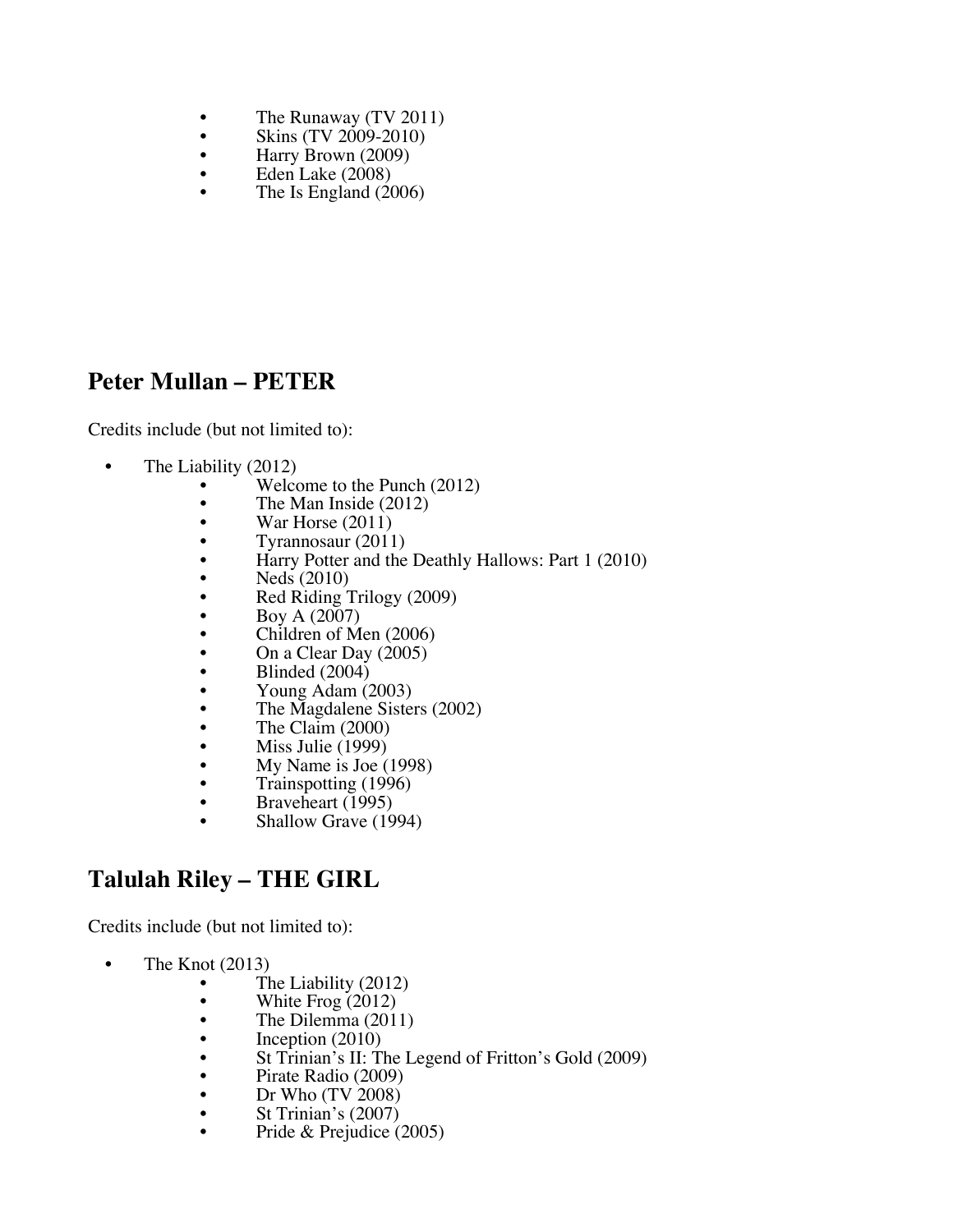- The Runaway (TV 2011)
- Skins (TV 2009-2010)
- Harry Brown (2009)
- Eden Lake (2008)
- The Is England (2006)

## Peter Mullan – PETER

Credits include (but not limited to):

- The Liability (2012)
- Welcome to the Punch (2012)
- The Man Inside (2012)
- War Horse (2011)
- Tyrannosaur (2011)
- Harry Potter and the Deathly Hallows: Part 1 (2010)
- Neds (2010)
- Red Riding Trilogy (2009)
- Boy A (2007)
- Children of Men (2006)
- On a Clear Day (2005)
- Blinded (2004)
- Young Adam (2003)
- The Magdalene Sisters (2002)
- The Claim (2000)
- Miss Julie (1999)
- My Name is Joe (1998)
- Trainspotting (1996)
- Braveheart (1995)
- Shallow Grave (1994)

## Talulah Riley – THE GIRL

Credits include (but not limited to):

- The Knot (2013)
- The Liability (2012)
- White Frog (2012)
- The Dilemma (2011)
- Inception (2010)
- St Trinian's II: The Legend of Fritton's Gold (2009)
- Pirate Radio (2009)
- Dr Who (TV 2008)
- St Trinian's (2007)
- Pride & Prejudice (2005)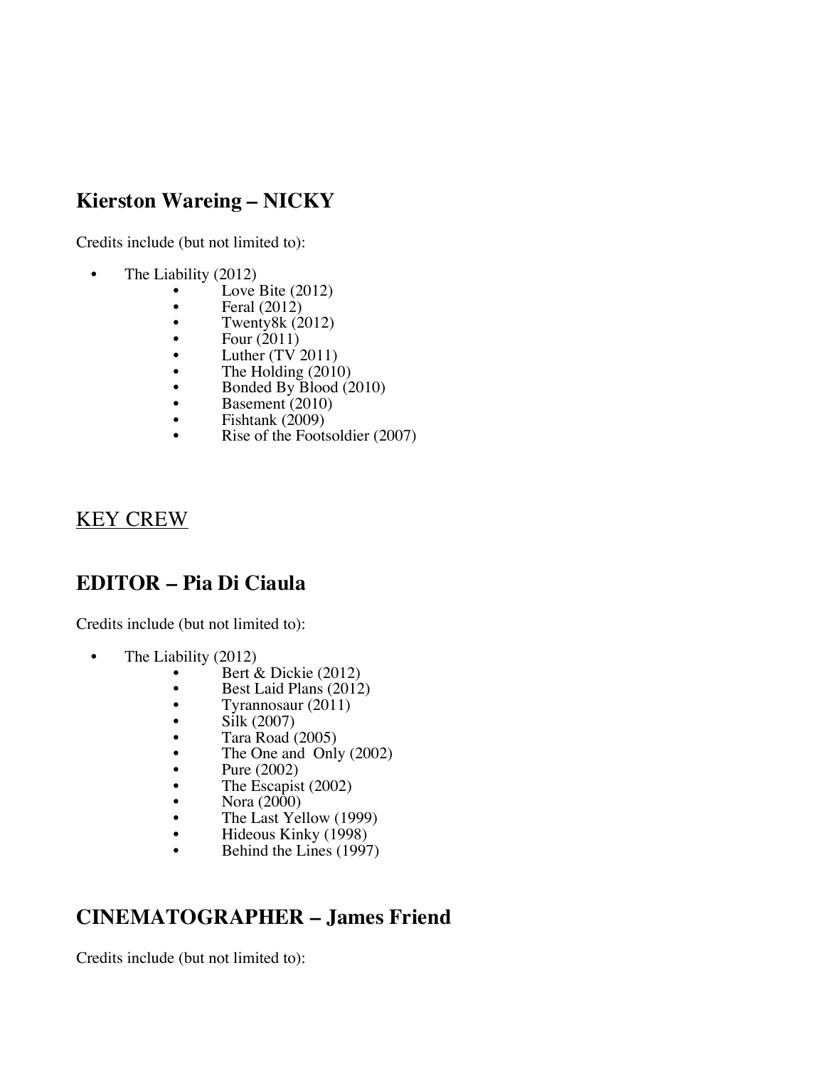## Kierston Wareing – NICKY

Credits include (but not limited to):

- The Liability (2012)
- Love Bite (2012)
- Feral (2012)
- Twenty8k (2012)
- Four (2011)
- Luther (TV 2011)
- The Holding (2010)
- Bonded By Blood (2010)
- Basement (2010)
- Fishtank (2009)
- Rise of the Footsoldier (2007)

<u>KEY CREW</u>

## EDITOR – Pia Di Ciaula

Credits include (but not limited to):

- The Liability (2012)
- Bert & Dickie (2012)
- Best Laid Plans (2012)
- Tyrannosaur (2011)
- Silk (2007)
- Tara Road (2005)
- The One and Only (2002)
- Pure (2002)
- The Escapist (2002)
- Nora (2000)
- The Last Yellow (1999)
- Hideous Kinky (1998)
- Behind the Lines (1997)

## CINEMATOGRAPHER – James Friend

Credits include (but not limited to):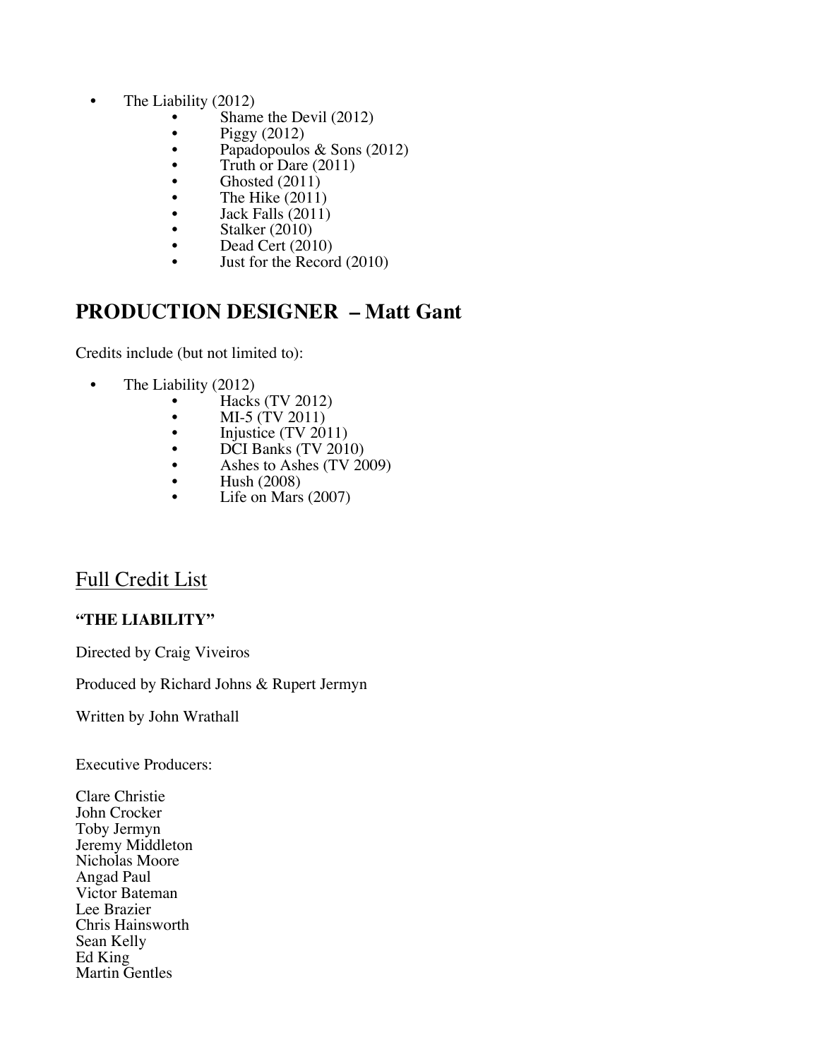- The Liability (2012)
  - Shame the Devil (2012)
  - Piggy (2012)
  - Papadopoulos & Sons (2012)
  - Truth or Dare (2011)
  - Ghosted (2011)
  - The Hike (2011)
  - Jack Falls (2011)
  - Stalker (2010)
  - Dead Cert (2010)
  - Just for the Record (2010)

## PRODUCTION DESIGNER – Matt Gant

Credits include (but not limited to):

- The Liability (2012)
  - Hacks (TV 2012)
  - MI-5 (TV 2011)
  - Injustice (TV 2011)
  - DCI Banks (TV 2010)
  - Ashes to Ashes (TV 2009)
  - Hush (2008)
  - Life on Mars (2007)

## Full Credit List

**"THE LIABILITY"**

Directed by Craig Viveiros

Produced by Richard Johns & Rupert Jermyn

Written by John Wrathall

Executive Producers:

Clare Christie
John Crocker
Toby Jermyn
Jeremy Middleton
Nicholas Moore
Angad Paul
Victor Bateman
Lee Brazier
Chris Hainsworth
Sean Kelly
Ed King
Martin Gentles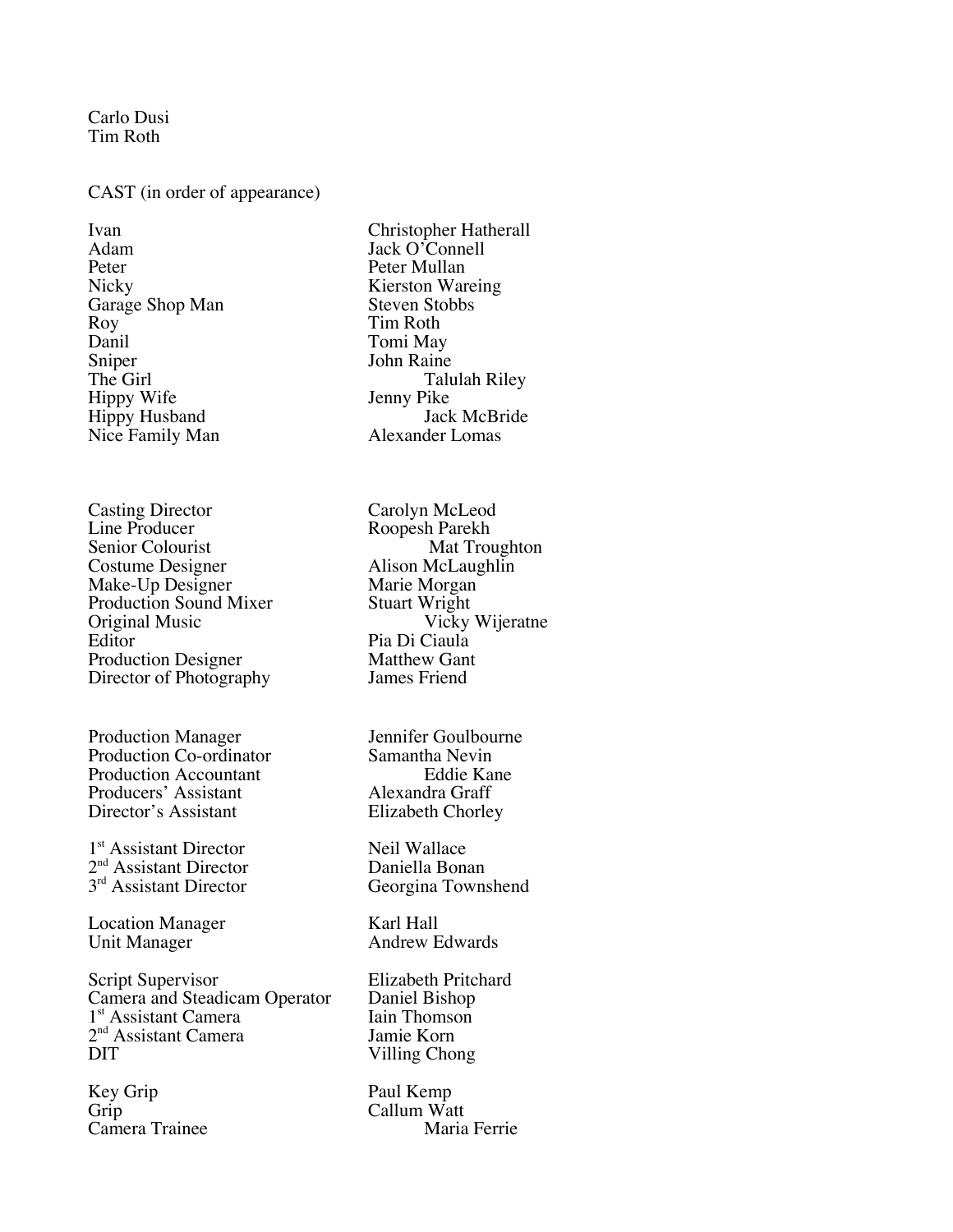Carlo Dusi
Tim Roth

CAST (in order of appearance)

| | |
|---|---|
| Ivan | Christopher Hatherall |
| Adam | Jack O'Connell |
| Peter | Peter Mullan |
| Nicky | Kierston Wareing |
| Garage Shop Man | Steven Stobbs |
| Roy | Tim Roth |
| Danil | Tomi May |
| Sniper | John Raine |
| The Girl | Talulah Riley |
| Hippy Wife | Jenny Pike |
| Hippy Husband | Jack McBride |
| Nice Family Man | Alexander Lomas |

| | |
|---|---|
| Casting Director | Carolyn McLeod |
| Line Producer | Roopesh Parekh |
| Senior Colourist | Mat Troughton |
| Costume Designer | Alison McLaughlin |
| Make-Up Designer | Marie Morgan |
| Production Sound Mixer | Stuart Wright |
| Original Music | Vicky Wijeratne |
| Editor | Pia Di Ciaula |
| Production Designer | Matthew Gant |
| Director of Photography | James Friend |

| | |
|---|---|
| Production Manager | Jennifer Goulbourne |
| Production Co-ordinator | Samantha Nevin |
| Production Accountant | Eddie Kane |
| Producers' Assistant | Alexandra Graff |
| Director's Assistant | Elizabeth Chorley |

| | |
|---|---|
| 1st Assistant Director | Neil Wallace |
| 2nd Assistant Director | Daniella Bonan |
| 3rd Assistant Director | Georgina Townshend |

| | |
|---|---|
| Location Manager | Karl Hall |
| Unit Manager | Andrew Edwards |

| | |
|---|---|
| Script Supervisor | Elizabeth Pritchard |
| Camera and Steadicam Operator | Daniel Bishop |
| 1st Assistant Camera | Iain Thomson |
| 2nd Assistant Camera | Jamie Korn |
| DIT | Villing Chong |

| | |
|---|---|
| Key Grip | Paul Kemp |
| Grip | Callum Watt |
| Camera Trainee | Maria Ferrie |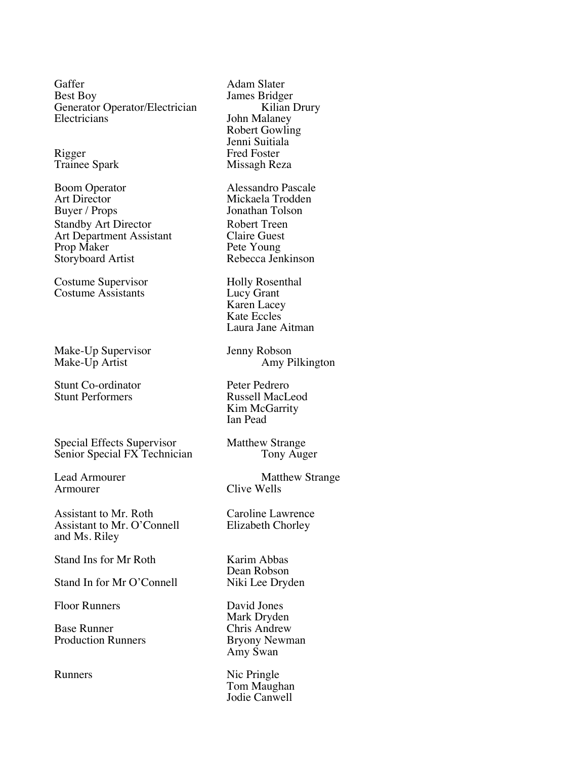| | |
|---|---|
| Gaffer | Adam Slater |
| Best Boy | James Bridger |
| Generator Operator/Electrician | Kilian Drury |
| Electricians | John Malaney |
| | Robert Gowling |
| | Jenni Suitiala |
| Rigger | Fred Foster |
| Trainee Spark | Missagh Reza |
| | |
| Boom Operator | Alessandro Pascale |
| Art Director | Mickaela Trodden |
| Buyer / Props | Jonathan Tolson |
| Standby Art Director | Robert Treen |
| Art Department Assistant | Claire Guest |
| Prop Maker | Pete Young |
| Storyboard Artist | Rebecca Jenkinson |
| | |
| Costume Supervisor | Holly Rosenthal |
| Costume Assistants | Lucy Grant |
| | Karen Lacey |
| | Kate Eccles |
| | Laura Jane Aitman |
| | |
| Make-Up Supervisor | Jenny Robson |
| Make-Up Artist | Amy Pilkington |
| | |
| Stunt Co-ordinator | Peter Pedrero |
| Stunt Performers | Russell MacLeod |
| | Kim McGarrity |
| | Ian Pead |
| | |
| Special Effects Supervisor | Matthew Strange |
| Senior Special FX Technician | Tony Auger |
| | |
| Lead Armourer | Matthew Strange |
| Armourer | Clive Wells |
| | |
| Assistant to Mr. Roth | Caroline Lawrence |
| Assistant to Mr. O'Connell and Ms. Riley | Elizabeth Chorley |
| | |
| Stand Ins for Mr Roth | Karim Abbas |
| | Dean Robson |
| Stand In for Mr O'Connell | Niki Lee Dryden |
| | |
| Floor Runners | David Jones |
| | Mark Dryden |
| Base Runner | Chris Andrew |
| Production Runners | Bryony Newman |
| | Amy Swan |
| | |
| Runners | Nic Pringle |
| | Tom Maughan |
| | Jodie Canwell |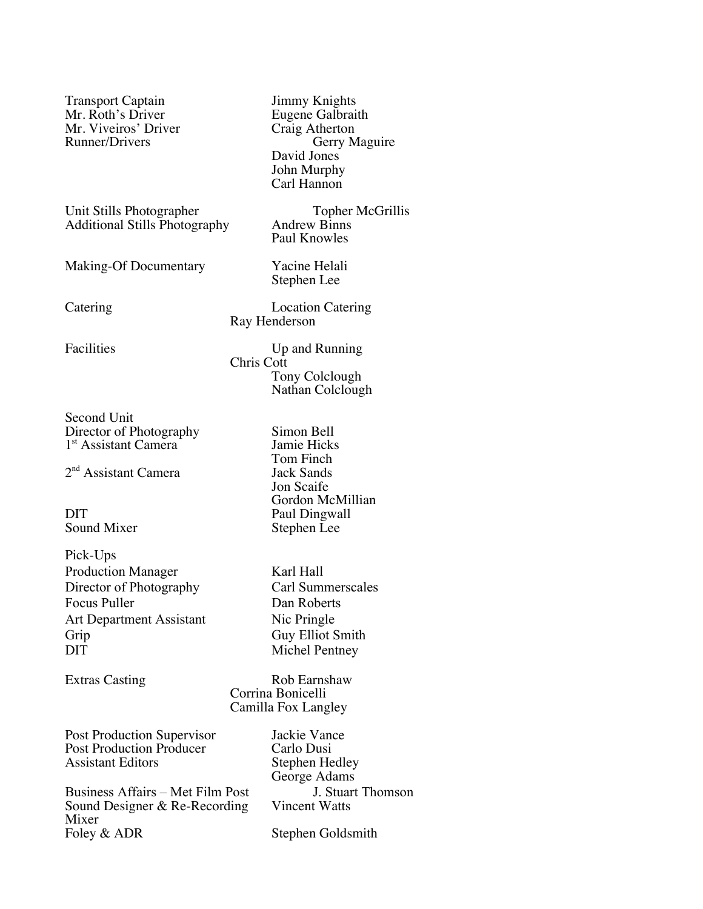Transport Captain Jimmy Knights
Mr. Roth's Driver Eugene Galbraith
Mr. Viveiros' Driver Craig Atherton
Runner/Drivers Gerry Maguire
David Jones
John Murphy
Carl Hannon

Unit Stills Photographer Topher McGrillis
Additional Stills Photography Andrew Binns
Paul Knowles

Making-Of Documentary Yacine Helali
Stephen Lee

Catering Location Catering
Ray Henderson

Facilities Up and Running
Chris Cott
Tony Colclough
Nathan Colclough

Second Unit
Director of Photography Simon Bell
1st Assistant Camera Jamie Hicks
Tom Finch
2nd Assistant Camera Jack Sands
Jon Scaife
Gordon McMillian
DIT Paul Dingwall
Sound Mixer Stephen Lee

Pick-Ups
Production Manager Karl Hall
Director of Photography Carl Summerscales
Focus Puller Dan Roberts
Art Department Assistant Nic Pringle
Grip Guy Elliot Smith
DIT Michel Pentney

Extras Casting Rob Earnshaw
Corrina Bonicelli
Camilla Fox Langley

Post Production Supervisor Jackie Vance
Post Production Producer Carlo Dusi
Assistant Editors Stephen Hedley
George Adams
Business Affairs – Met Film Post J. Stuart Thomson
Sound Designer & Re-Recording Mixer Vincent Watts
Foley & ADR Stephen Goldsmith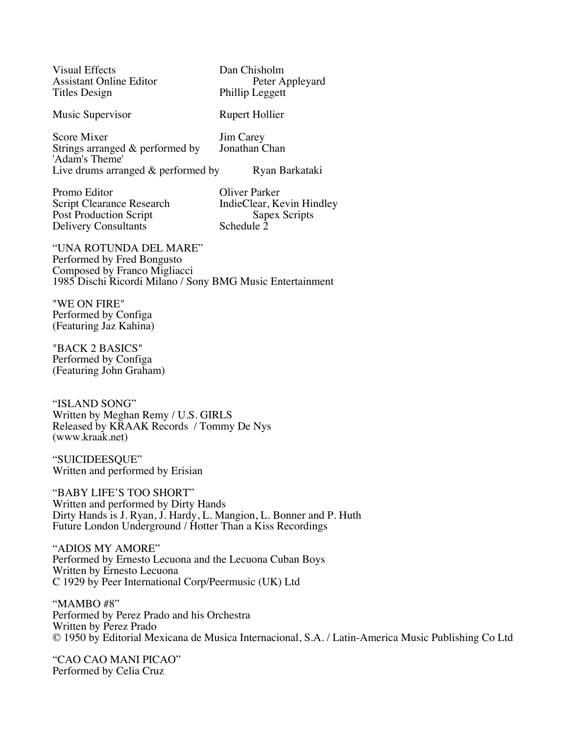Visual Effects Dan Chisholm
Assistant Online Editor Peter Appleyard
Titles Design Phillip Leggett

Music Supervisor Rupert Hollier

Score Mixer Jim Carey
Strings arranged & performed by Jonathan Chan
'Adam's Theme'
Live drums arranged & performed by Ryan Barkataki

Promo Editor Oliver Parker
Script Clearance Research IndieClear, Kevin Hindley
Post Production Script Sapex Scripts
Delivery Consultants Schedule 2

"UNA ROTUNDA DEL MARE"
Performed by Fred Bongusto
Composed by Franco Migliacci
1985 Dischi Ricordi Milano / Sony BMG Music Entertainment

"WE ON FIRE"
Performed by Configa
(Featuring Jaz Kahina)

"BACK 2 BASICS"
Performed by Configa
(Featuring John Graham)

"ISLAND SONG"
Written by Meghan Remy / U.S. GIRLS
Released by KRAAK Records / Tommy De Nys
(www.kraak.net)

"SUICIDEESQUE"
Written and performed by Erisian

"BABY LIFE'S TOO SHORT"
Written and performed by Dirty Hands
Dirty Hands is J. Ryan, J. Hardy, L. Mangion, L. Bonner and P. Huth
Future London Underground / Hotter Than a Kiss Recordings

"ADIOS MY AMORE"
Performed by Ernesto Lecuona and the Lecuona Cuban Boys
Written by Ernesto Lecuona
C 1929 by Peer International Corp/Peermusic (UK) Ltd

"MAMBO #8"
Performed by Perez Prado and his Orchestra
Written by Perez Prado
© 1950 by Editorial Mexicana de Musica Internacional, S.A. / Latin-America Music Publishing Co Ltd

"CAO CAO MANI PICAO"
Performed by Celia Cruz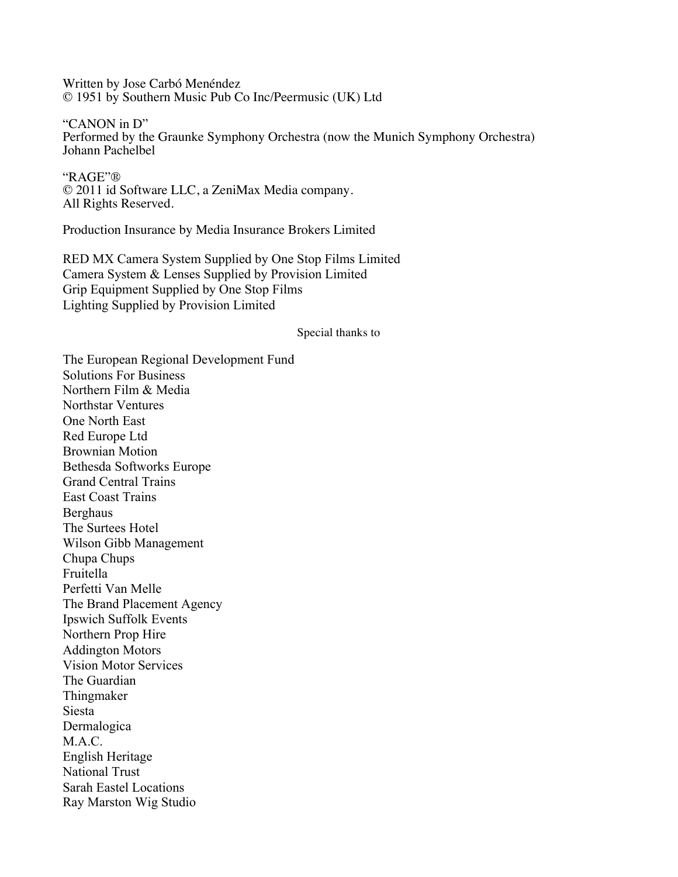Written by Jose Carbó Menéndez
© 1951 by Southern Music Pub Co Inc/Peermusic (UK) Ltd

"CANON in D"
Performed by the Graunke Symphony Orchestra (now the Munich Symphony Orchestra)
Johann Pachelbel

"RAGE"®
© 2011 id Software LLC, a ZeniMax Media company.
All Rights Reserved.

Production Insurance by Media Insurance Brokers Limited

RED MX Camera System Supplied by One Stop Films Limited
Camera System & Lenses Supplied by Provision Limited
Grip Equipment Supplied by One Stop Films
Lighting Supplied by Provision Limited

Special thanks to

The European Regional Development Fund
Solutions For Business
Northern Film & Media
Northstar Ventures
One North East
Red Europe Ltd
Brownian Motion
Bethesda Softworks Europe
Grand Central Trains
East Coast Trains
Berghaus
The Surtees Hotel
Wilson Gibb Management
Chupa Chups
Fruitella
Perfetti Van Melle
The Brand Placement Agency
Ipswich Suffolk Events
Northern Prop Hire
Addington Motors
Vision Motor Services
The Guardian
Thingmaker
Siesta
Dermalogica
M.A.C.
English Heritage
National Trust
Sarah Eastel Locations
Ray Marston Wig Studio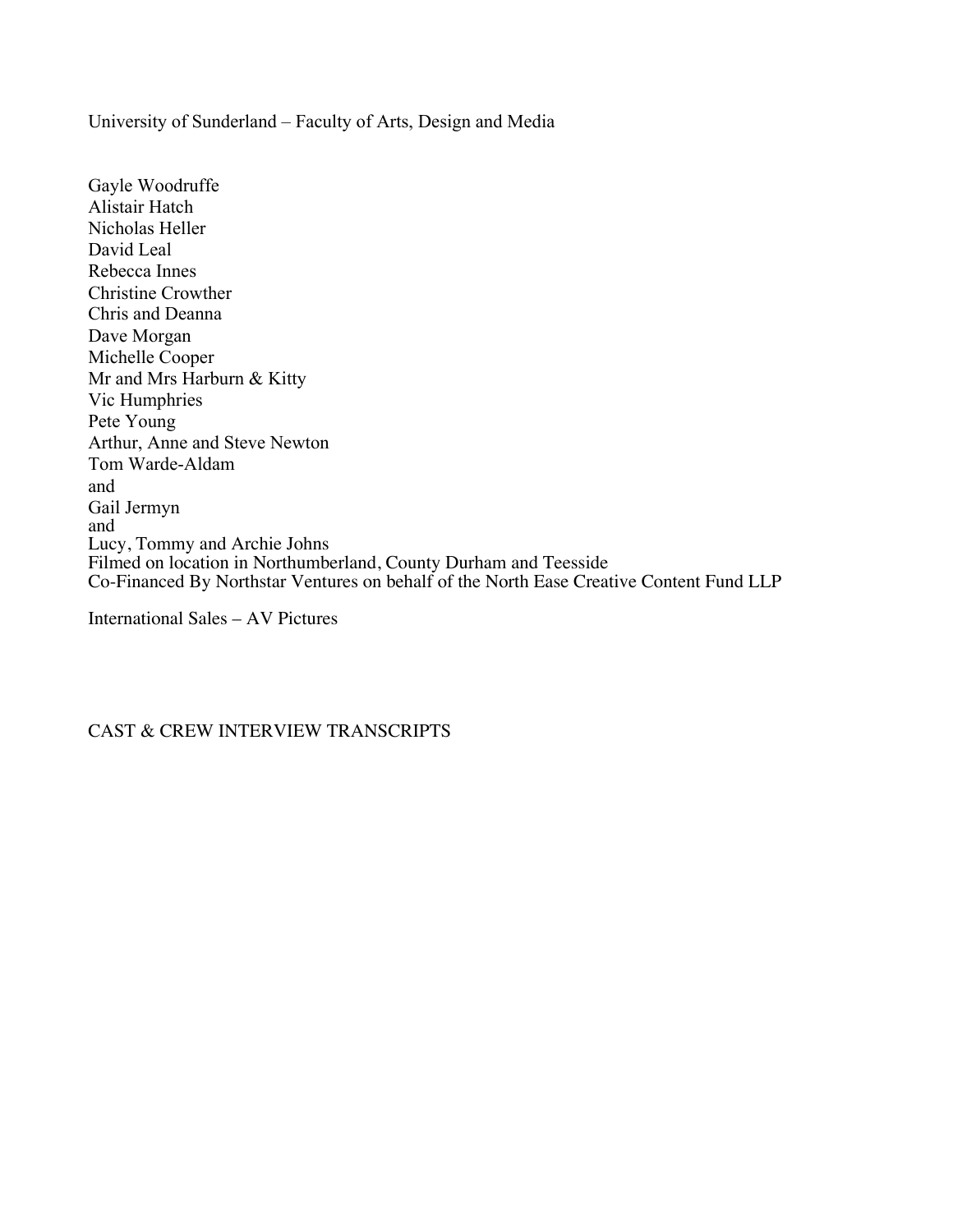University of Sunderland – Faculty of Arts, Design and Media

Gayle Woodruffe
Alistair Hatch
Nicholas Heller
David Leal
Rebecca Innes
Christine Crowther
Chris and Deanna
Dave Morgan
Michelle Cooper
Mr and Mrs Harburn & Kitty
Vic Humphries
Pete Young
Arthur, Anne and Steve Newton
Tom Warde-Aldam
and
Gail Jermyn
and
Lucy, Tommy and Archie Johns
Filmed on location in Northumberland, County Durham and Teesside
Co-Financed By Northstar Ventures on behalf of the North Ease Creative Content Fund LLP

International Sales – AV Pictures

CAST & CREW INTERVIEW TRANSCRIPTS